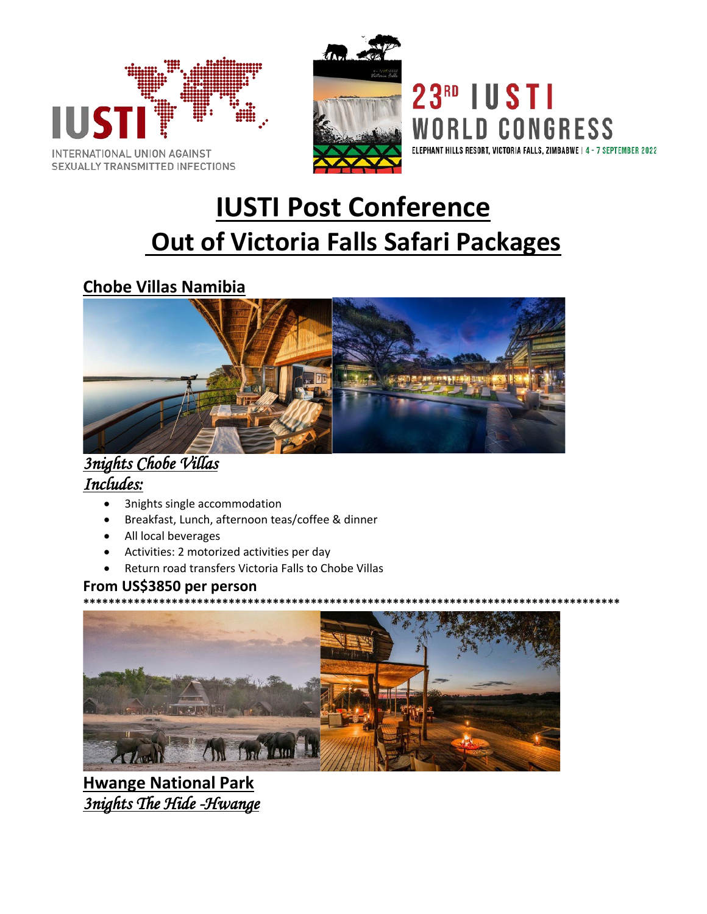IUSTI

INTERNATIONAL UNION AGAINST SEXUALLY TRANSMITTED INFECTIONS

23RD IUSTI WORLD CONGRESS

ELEPHANT HILLS RESORT, VICTORIA FALLS, ZIMBABWE | 4 - 7 SEPTEMBER 2022

# IUSTI Post Conference
# Out of Victoria Falls Safari Packages

## Chobe Villas Namibia

***3nights Chobe Villas***

***Includes:***

- 3nights single accommodation
- Breakfast, Lunch, afternoon teas/coffee & dinner
- All local beverages
- Activities: 2 motorized activities per day
- Return road transfers Victoria Falls to Chobe Villas

**From US$3850 per person**

**************************************************************************************

## Hwange National Park

***3nights The Hide -Hwange***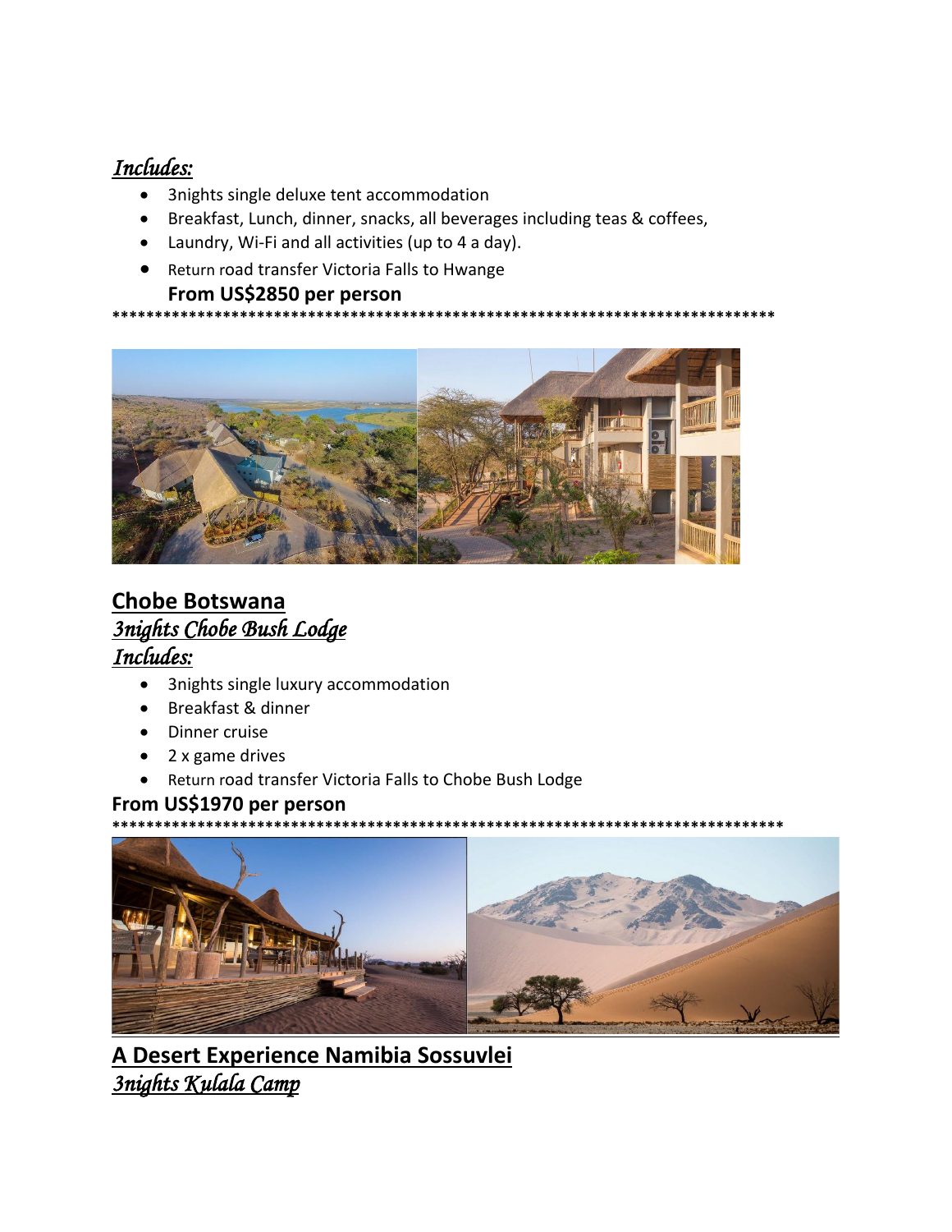***Includes:***

- 3nights single deluxe tent accommodation
- Breakfast, Lunch, dinner, snacks, all beverages including teas & coffees,
- Laundry, Wi-Fi and all activities (up to 4 a day).
- Return road transfer Victoria Falls to Hwange

**From US$2850 per person**

*********************************************************************************

## Chobe Botswana

***3nights Chobe Bush Lodge***

***Includes:***

- 3nights single luxury accommodation
- Breakfast & dinner
- Dinner cruise
- 2 x game drives
- Return road transfer Victoria Falls to Chobe Bush Lodge

**From US$1970 per person**

*********************************************************************************

## A Desert Experience Namibia Sossuvlei

***3nights Kulala Camp***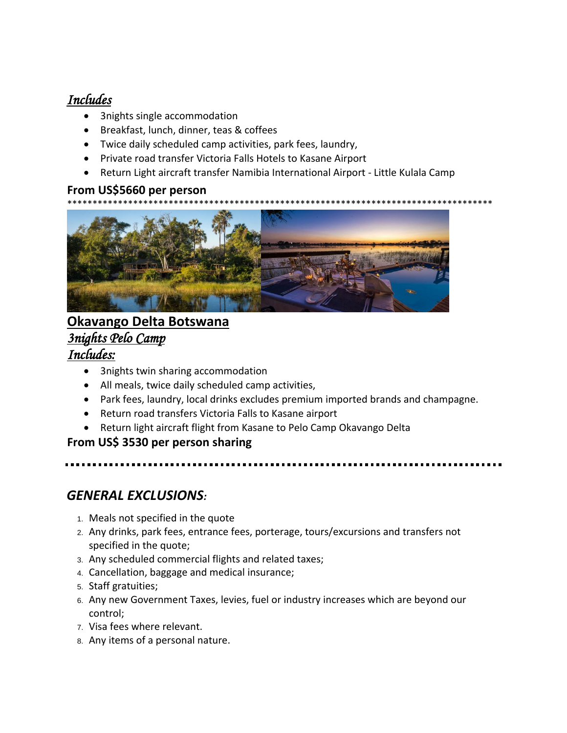## *Includes*

- 3nights single accommodation
- Breakfast, lunch, dinner, teas & coffees
- Twice daily scheduled camp activities, park fees, laundry,
- Private road transfer Victoria Falls Hotels to Kasane Airport
- Return Light aircraft transfer Namibia International Airport - Little Kulala Camp

**From US$5660 per person**

***************************************************************************************

## Okavango Delta Botswana

### *3nights Pelo Camp*

### *Includes:*

- 3nights twin sharing accommodation
- All meals, twice daily scheduled camp activities,
- Park fees, laundry, local drinks excludes premium imported brands and champagne.
- Return road transfers Victoria Falls to Kasane airport
- Return light aircraft flight from Kasane to Pelo Camp Okavango Delta

**From US$ 3530 per person sharing**

---

## *GENERAL EXCLUSIONS:*

1. Meals not specified in the quote
2. Any drinks, park fees, entrance fees, porterage, tours/excursions and transfers not specified in the quote;
3. Any scheduled commercial flights and related taxes;
4. Cancellation, baggage and medical insurance;
5. Staff gratuities;
6. Any new Government Taxes, levies, fuel or industry increases which are beyond our control;
7. Visa fees where relevant.
8. Any items of a personal nature.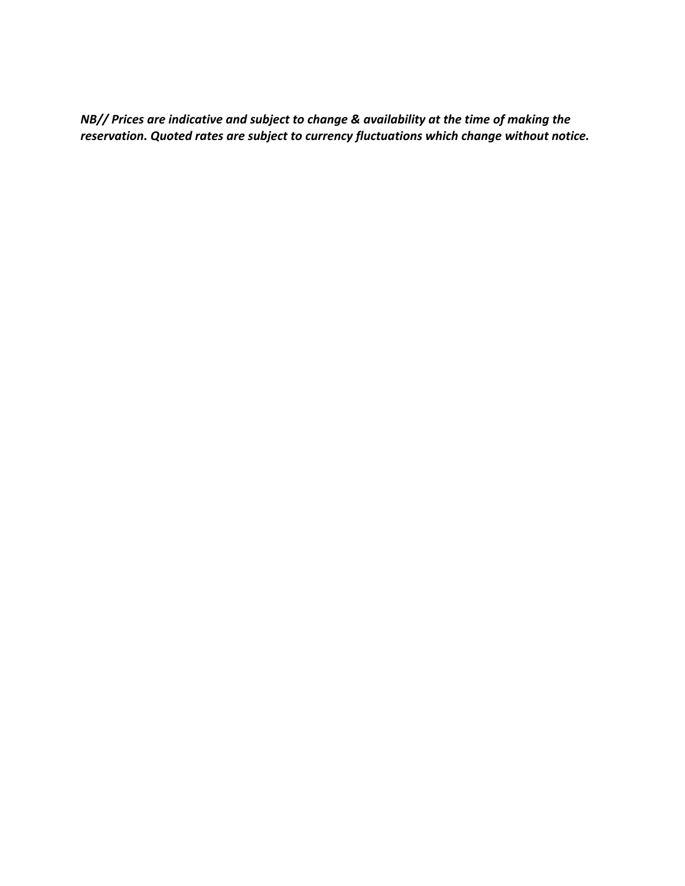***NB// Prices are indicative and subject to change & availability at the time of making the reservation. Quoted rates are subject to currency fluctuations which change without notice.***